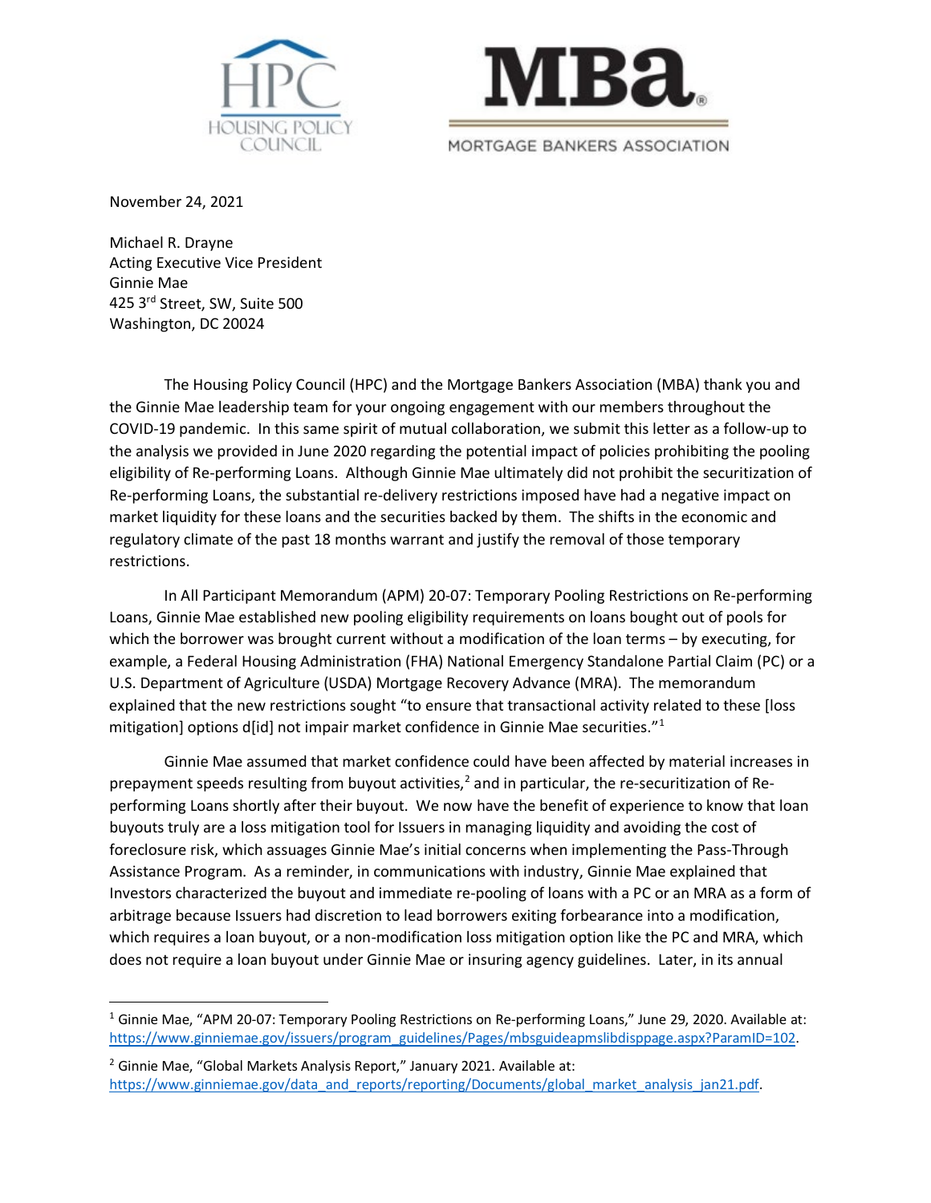HPC HOUSING POLICY COUNCIL

MBa. MORTGAGE BANKERS ASSOCIATION

November 24, 2021

Michael R. Drayne
Acting Executive Vice President
Ginnie Mae
425 3rd Street, SW, Suite 500
Washington, DC 20024

The Housing Policy Council (HPC) and the Mortgage Bankers Association (MBA) thank you and the Ginnie Mae leadership team for your ongoing engagement with our members throughout the COVID-19 pandemic. In this same spirit of mutual collaboration, we submit this letter as a follow-up to the analysis we provided in June 2020 regarding the potential impact of policies prohibiting the pooling eligibility of Re-performing Loans. Although Ginnie Mae ultimately did not prohibit the securitization of Re-performing Loans, the substantial re-delivery restrictions imposed have had a negative impact on market liquidity for these loans and the securities backed by them. The shifts in the economic and regulatory climate of the past 18 months warrant and justify the removal of those temporary restrictions.

In All Participant Memorandum (APM) 20-07: Temporary Pooling Restrictions on Re-performing Loans, Ginnie Mae established new pooling eligibility requirements on loans bought out of pools for which the borrower was brought current without a modification of the loan terms – by executing, for example, a Federal Housing Administration (FHA) National Emergency Standalone Partial Claim (PC) or a U.S. Department of Agriculture (USDA) Mortgage Recovery Advance (MRA). The memorandum explained that the new restrictions sought "to ensure that transactional activity related to these [loss mitigation] options d[id] not impair market confidence in Ginnie Mae securities."[1]

Ginnie Mae assumed that market confidence could have been affected by material increases in prepayment speeds resulting from buyout activities,[2] and in particular, the re-securitization of Re-performing Loans shortly after their buyout. We now have the benefit of experience to know that loan buyouts truly are a loss mitigation tool for Issuers in managing liquidity and avoiding the cost of foreclosure risk, which assuages Ginnie Mae's initial concerns when implementing the Pass-Through Assistance Program. As a reminder, in communications with industry, Ginnie Mae explained that Investors characterized the buyout and immediate re-pooling of loans with a PC or an MRA as a form of arbitrage because Issuers had discretion to lead borrowers exiting forbearance into a modification, which requires a loan buyout, or a non-modification loss mitigation option like the PC and MRA, which does not require a loan buyout under Ginnie Mae or insuring agency guidelines. Later, in its annual

---

[1] Ginnie Mae, "APM 20-07: Temporary Pooling Restrictions on Re-performing Loans," June 29, 2020. Available at: https://www.ginniemae.gov/issuers/program_guidelines/Pages/mbsguideapmslibdisppage.aspx?ParamID=102.

[2] Ginnie Mae, "Global Markets Analysis Report," January 2021. Available at: https://www.ginniemae.gov/data_and_reports/reporting/Documents/global_market_analysis_jan21.pdf.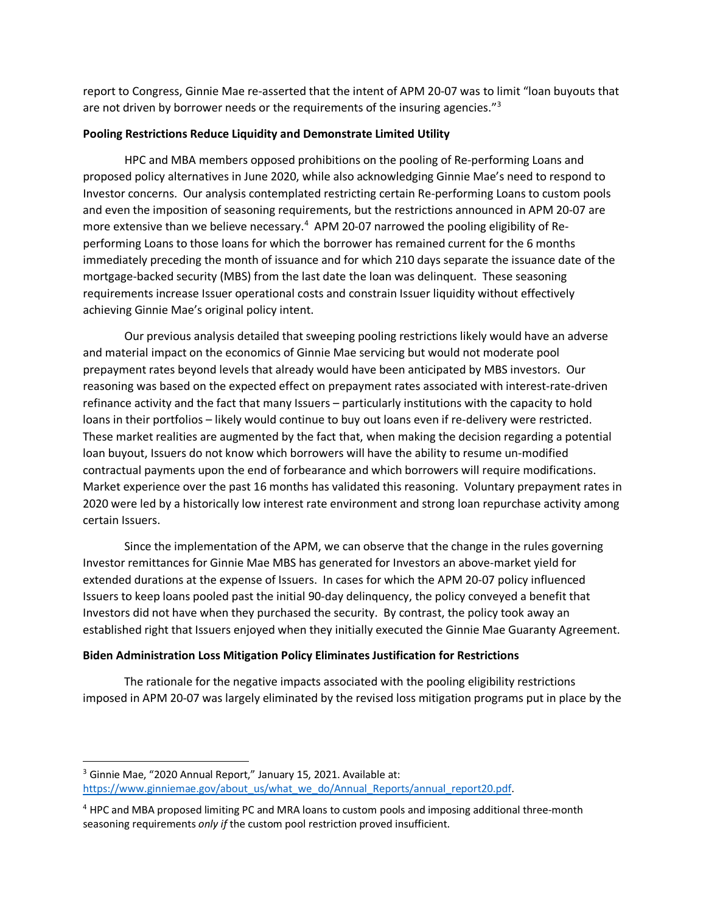report to Congress, Ginnie Mae re-asserted that the intent of APM 20-07 was to limit "loan buyouts that are not driven by borrower needs or the requirements of the insuring agencies."[3]

**Pooling Restrictions Reduce Liquidity and Demonstrate Limited Utility**

HPC and MBA members opposed prohibitions on the pooling of Re-performing Loans and proposed policy alternatives in June 2020, while also acknowledging Ginnie Mae's need to respond to Investor concerns. Our analysis contemplated restricting certain Re-performing Loans to custom pools and even the imposition of seasoning requirements, but the restrictions announced in APM 20-07 are more extensive than we believe necessary.[4] APM 20-07 narrowed the pooling eligibility of Re-performing Loans to those loans for which the borrower has remained current for the 6 months immediately preceding the month of issuance and for which 210 days separate the issuance date of the mortgage-backed security (MBS) from the last date the loan was delinquent. These seasoning requirements increase Issuer operational costs and constrain Issuer liquidity without effectively achieving Ginnie Mae's original policy intent.

Our previous analysis detailed that sweeping pooling restrictions likely would have an adverse and material impact on the economics of Ginnie Mae servicing but would not moderate pool prepayment rates beyond levels that already would have been anticipated by MBS investors. Our reasoning was based on the expected effect on prepayment rates associated with interest-rate-driven refinance activity and the fact that many Issuers – particularly institutions with the capacity to hold loans in their portfolios – likely would continue to buy out loans even if re-delivery were restricted. These market realities are augmented by the fact that, when making the decision regarding a potential loan buyout, Issuers do not know which borrowers will have the ability to resume un-modified contractual payments upon the end of forbearance and which borrowers will require modifications. Market experience over the past 16 months has validated this reasoning. Voluntary prepayment rates in 2020 were led by a historically low interest rate environment and strong loan repurchase activity among certain Issuers.

Since the implementation of the APM, we can observe that the change in the rules governing Investor remittances for Ginnie Mae MBS has generated for Investors an above-market yield for extended durations at the expense of Issuers. In cases for which the APM 20-07 policy influenced Issuers to keep loans pooled past the initial 90-day delinquency, the policy conveyed a benefit that Investors did not have when they purchased the security. By contrast, the policy took away an established right that Issuers enjoyed when they initially executed the Ginnie Mae Guaranty Agreement.

**Biden Administration Loss Mitigation Policy Eliminates Justification for Restrictions**

The rationale for the negative impacts associated with the pooling eligibility restrictions imposed in APM 20-07 was largely eliminated by the revised loss mitigation programs put in place by the

---

[3] Ginnie Mae, "2020 Annual Report," January 15, 2021. Available at: [https://www.ginniemae.gov/about_us/what_we_do/Annual_Reports/annual_report20.pdf](https://www.ginniemae.gov/about_us/what_we_do/Annual_Reports/annual_report20.pdf).

[4] HPC and MBA proposed limiting PC and MRA loans to custom pools and imposing additional three-month seasoning requirements *only if* the custom pool restriction proved insufficient.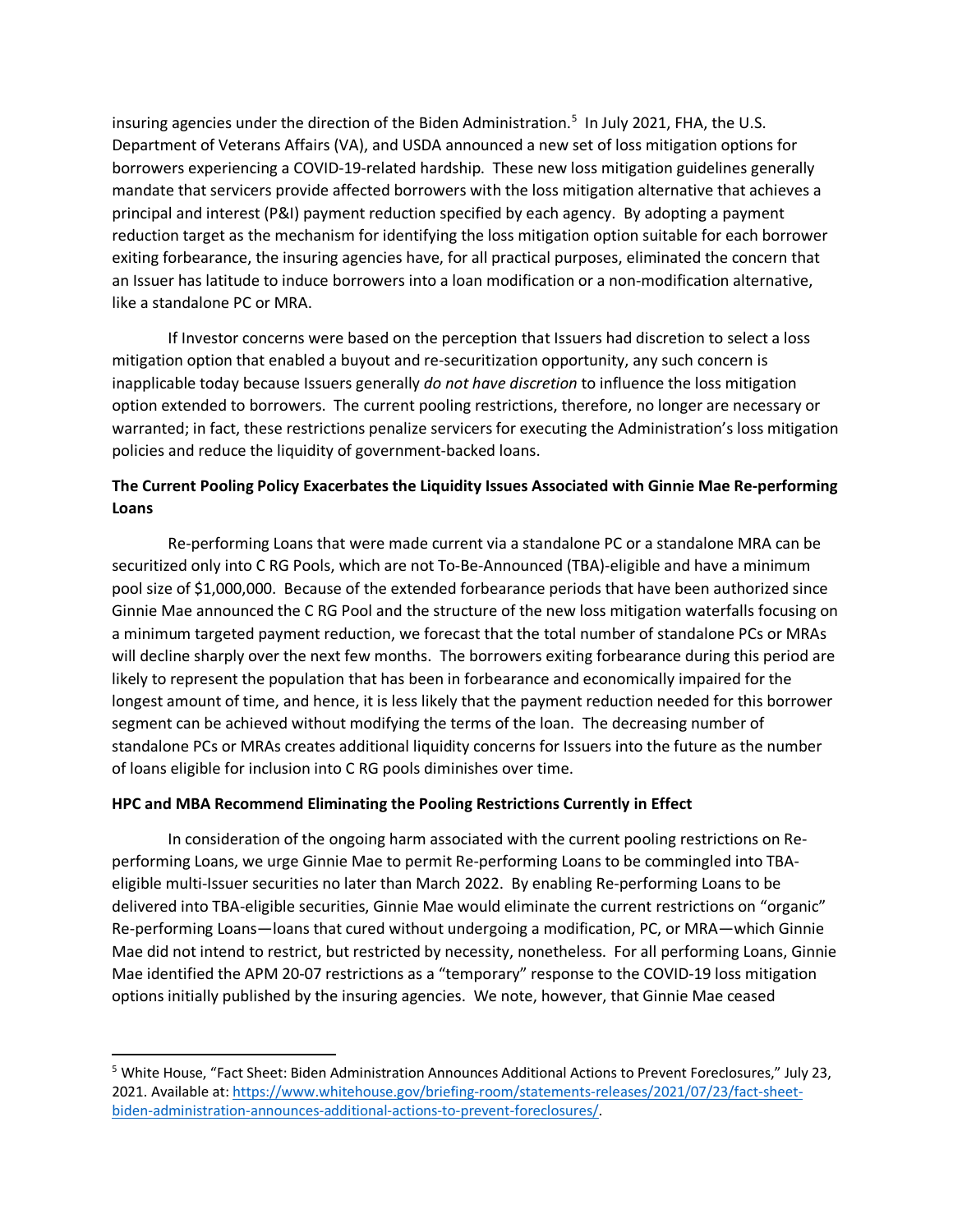insuring agencies under the direction of the Biden Administration.[5] In July 2021, FHA, the U.S. Department of Veterans Affairs (VA), and USDA announced a new set of loss mitigation options for borrowers experiencing a COVID-19-related hardship. These new loss mitigation guidelines generally mandate that servicers provide affected borrowers with the loss mitigation alternative that achieves a principal and interest (P&I) payment reduction specified by each agency. By adopting a payment reduction target as the mechanism for identifying the loss mitigation option suitable for each borrower exiting forbearance, the insuring agencies have, for all practical purposes, eliminated the concern that an Issuer has latitude to induce borrowers into a loan modification or a non-modification alternative, like a standalone PC or MRA.

If Investor concerns were based on the perception that Issuers had discretion to select a loss mitigation option that enabled a buyout and re-securitization opportunity, any such concern is inapplicable today because Issuers generally *do not have discretion* to influence the loss mitigation option extended to borrowers. The current pooling restrictions, therefore, no longer are necessary or warranted; in fact, these restrictions penalize servicers for executing the Administration's loss mitigation policies and reduce the liquidity of government-backed loans.

**The Current Pooling Policy Exacerbates the Liquidity Issues Associated with Ginnie Mae Re-performing Loans**

Re-performing Loans that were made current via a standalone PC or a standalone MRA can be securitized only into C RG Pools, which are not To-Be-Announced (TBA)-eligible and have a minimum pool size of $1,000,000. Because of the extended forbearance periods that have been authorized since Ginnie Mae announced the C RG Pool and the structure of the new loss mitigation waterfalls focusing on a minimum targeted payment reduction, we forecast that the total number of standalone PCs or MRAs will decline sharply over the next few months. The borrowers exiting forbearance during this period are likely to represent the population that has been in forbearance and economically impaired for the longest amount of time, and hence, it is less likely that the payment reduction needed for this borrower segment can be achieved without modifying the terms of the loan. The decreasing number of standalone PCs or MRAs creates additional liquidity concerns for Issuers into the future as the number of loans eligible for inclusion into C RG pools diminishes over time.

**HPC and MBA Recommend Eliminating the Pooling Restrictions Currently in Effect**

In consideration of the ongoing harm associated with the current pooling restrictions on Re-performing Loans, we urge Ginnie Mae to permit Re-performing Loans to be commingled into TBA-eligible multi-Issuer securities no later than March 2022. By enabling Re-performing Loans to be delivered into TBA-eligible securities, Ginnie Mae would eliminate the current restrictions on "organic" Re-performing Loans—loans that cured without undergoing a modification, PC, or MRA—which Ginnie Mae did not intend to restrict, but restricted by necessity, nonetheless. For all performing Loans, Ginnie Mae identified the APM 20-07 restrictions as a "temporary" response to the COVID-19 loss mitigation options initially published by the insuring agencies. We note, however, that Ginnie Mae ceased

---

[5] White House, "Fact Sheet: Biden Administration Announces Additional Actions to Prevent Foreclosures," July 23, 2021. Available at: [https://www.whitehouse.gov/briefing-room/statements-releases/2021/07/23/fact-sheet-biden-administration-announces-additional-actions-to-prevent-foreclosures/](https://www.whitehouse.gov/briefing-room/statements-releases/2021/07/23/fact-sheet-biden-administration-announces-additional-actions-to-prevent-foreclosures/).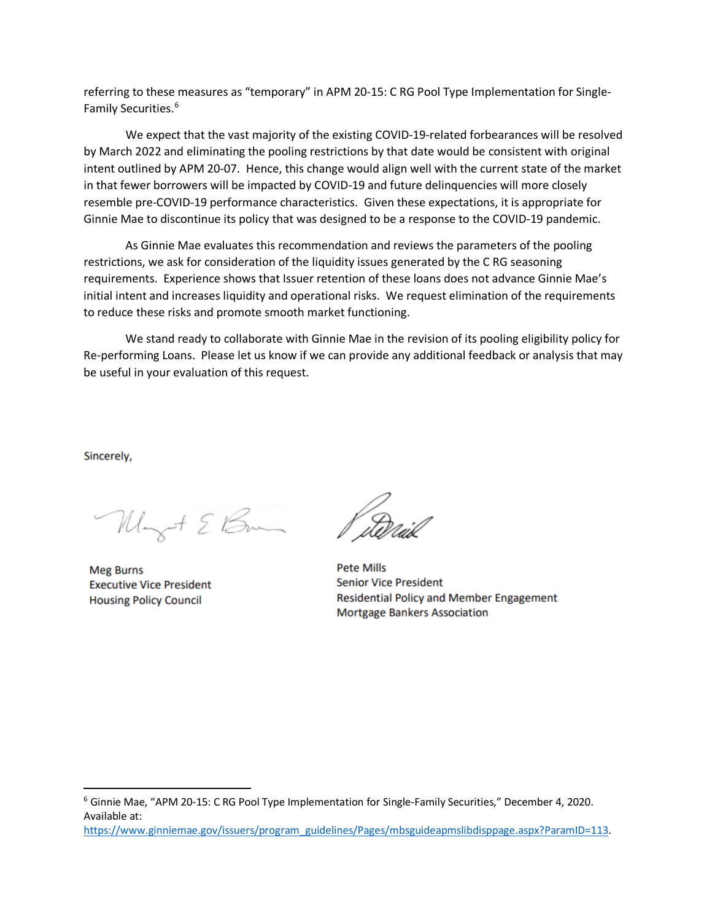referring to these measures as "temporary" in APM 20-15: C RG Pool Type Implementation for Single-Family Securities.[6]

We expect that the vast majority of the existing COVID-19-related forbearances will be resolved by March 2022 and eliminating the pooling restrictions by that date would be consistent with original intent outlined by APM 20-07. Hence, this change would align well with the current state of the market in that fewer borrowers will be impacted by COVID-19 and future delinquencies will more closely resemble pre-COVID-19 performance characteristics. Given these expectations, it is appropriate for Ginnie Mae to discontinue its policy that was designed to be a response to the COVID-19 pandemic.

As Ginnie Mae evaluates this recommendation and reviews the parameters of the pooling restrictions, we ask for consideration of the liquidity issues generated by the C RG seasoning requirements. Experience shows that Issuer retention of these loans does not advance Ginnie Mae's initial intent and increases liquidity and operational risks. We request elimination of the requirements to reduce these risks and promote smooth market functioning.

We stand ready to collaborate with Ginnie Mae in the revision of its pooling eligibility policy for Re-performing Loans. Please let us know if we can provide any additional feedback or analysis that may be useful in your evaluation of this request.

Sincerely,

Meg Burns
Executive Vice President
Housing Policy Council

Pete Mills
Senior Vice President
Residential Policy and Member Engagement
Mortgage Bankers Association

---

[6] Ginnie Mae, "APM 20-15: C RG Pool Type Implementation for Single-Family Securities," December 4, 2020. Available at: https://www.ginniemae.gov/issuers/program_guidelines/Pages/mbsguideapmslibdisppage.aspx?ParamID=113.